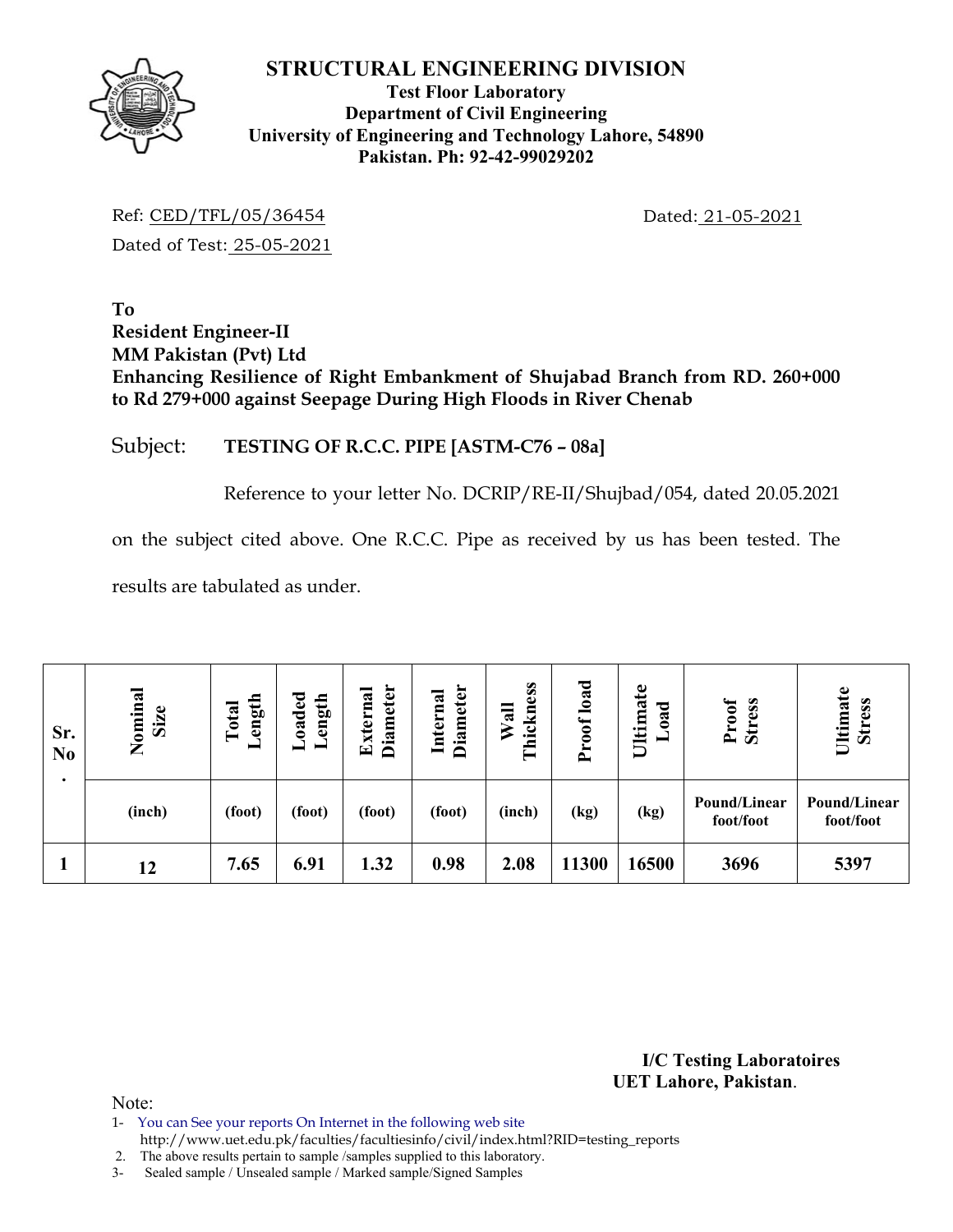# STRUCTURAL ENGINEERING DIVISION

**Test Floor Laboratory**
**Department of Civil Engineering**
**University of Engineering and Technology Lahore, 54890**
**Pakistan. Ph: 92-42-99029202**

Ref: CED/TFL/05/36454 Dated: 21-05-2021

Dated of Test: 25-05-2021

**To**
**Resident Engineer-II**
**MM Pakistan (Pvt) Ltd**
**Enhancing Resilience of Right Embankment of Shujabad Branch from RD. 260+000 to Rd 279+000 against Seepage During High Floods in River Chenab**

Subject: **TESTING OF R.C.C. PIPE [ASTM-C76 – 08a]**

Reference to your letter No. DCRIP/RE-II/Shujbad/054, dated 20.05.2021 on the subject cited above. One R.C.C. Pipe as received by us has been tested. The results are tabulated as under.

| Sr. No. | Nominal Size | Total Length | Loaded Length | External Diameter | Internal Diameter | Wall Thickness | Proof load | Ultimate Load | Proof Stress | Ultimate Stress |
|---|---|---|---|---|---|---|---|---|---|---|
| | (inch) | (foot) | (foot) | (foot) | (foot) | (inch) | (kg) | (kg) | Pound/Linear foot/foot | Pound/Linear foot/foot |
| 1 | 12 | 7.65 | 6.91 | 1.32 | 0.98 | 2.08 | 11300 | 16500 | 3696 | 5397 |

**I/C Testing Laboratoires**
**UET Lahore, Pakistan**.

Note:
1- You can See your reports On Internet in the following web site http://www.uet.edu.pk/faculties/facultiesinfo/civil/index.html?RID=testing_reports
2. The above results pertain to sample /samples supplied to this laboratory.
3- Sealed sample / Unsealed sample / Marked sample/Signed Samples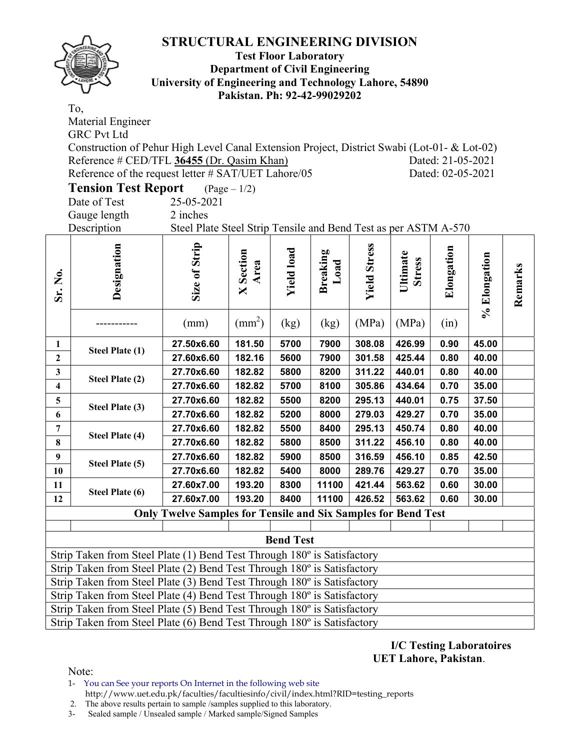# STRUCTURAL ENGINEERING DIVISION

**Test Floor Laboratory**
**Department of Civil Engineering**
**University of Engineering and Technology Lahore, 54890**
**Pakistan. Ph: 92-42-99029202**

To,
Material Engineer
GRC Pvt Ltd
Construction of Pehur High Level Canal Extension Project, District Swabi (Lot-01- & Lot-02)
Reference # CED/TFL **36455** (Dr. Qasim Khan) Dated: 21-05-2021
Reference of the request letter # SAT/UET Lahore/05 Dated: 02-05-2021

**Tension Test Report** (Page – 1/2)

Date of Test 25-05-2021
Gauge length 2 inches
Description Steel Plate Steel Strip Tensile and Bend Test as per ASTM A-570

| Sr. No. | Designation | Size of Strip | X Section Area | Yield load | Breaking Load | Yield Stress | Ultimate Stress | Elongation | % Elongation | Remarks |
|---|---|---|---|---|---|---|---|---|---|---|
| | ----------- | (mm) | ($mm^2$) | (kg) | (kg) | (MPa) | (MPa) | (in) | | |
| **1** | **Steel Plate (1)** | **27.50x6.60** | **181.50** | **5700** | **7900** | **308.08** | **426.99** | **0.90** | **45.00** | |
| **2** | | **27.60x6.60** | **182.16** | **5600** | **7900** | **301.58** | **425.44** | **0.80** | **40.00** | |
| **3** | **Steel Plate (2)** | **27.70x6.60** | **182.82** | **5800** | **8200** | **311.22** | **440.01** | **0.80** | **40.00** | |
| **4** | | **27.70x6.60** | **182.82** | **5700** | **8100** | **305.86** | **434.64** | **0.70** | **35.00** | |
| **5** | **Steel Plate (3)** | **27.70x6.60** | **182.82** | **5500** | **8200** | **295.13** | **440.01** | **0.75** | **37.50** | |
| **6** | | **27.70x6.60** | **182.82** | **5200** | **8000** | **279.03** | **429.27** | **0.70** | **35.00** | |
| **7** | **Steel Plate (4)** | **27.70x6.60** | **182.82** | **5500** | **8400** | **295.13** | **450.74** | **0.80** | **40.00** | |
| **8** | | **27.70x6.60** | **182.82** | **5800** | **8500** | **311.22** | **456.10** | **0.80** | **40.00** | |
| **9** | **Steel Plate (5)** | **27.70x6.60** | **182.82** | **5900** | **8500** | **316.59** | **456.10** | **0.85** | **42.50** | |
| **10** | | **27.70x6.60** | **182.82** | **5400** | **8000** | **289.76** | **429.27** | **0.70** | **35.00** | |
| **11** | **Steel Plate (6)** | **27.60x7.00** | **193.20** | **8300** | **11100** | **421.44** | **563.62** | **0.60** | **30.00** | |
| **12** | | **27.60x7.00** | **193.20** | **8400** | **11100** | **426.52** | **563.62** | **0.60** | **30.00** | |
| **Only Twelve Samples for Tensile and Six Samples for Bend Test** | | | | | | | | | | |

**Bend Test**

Strip Taken from Steel Plate (1) Bend Test Through 180º is Satisfactory
Strip Taken from Steel Plate (2) Bend Test Through 180º is Satisfactory
Strip Taken from Steel Plate (3) Bend Test Through 180º is Satisfactory
Strip Taken from Steel Plate (4) Bend Test Through 180º is Satisfactory
Strip Taken from Steel Plate (5) Bend Test Through 180º is Satisfactory
Strip Taken from Steel Plate (6) Bend Test Through 180º is Satisfactory

**I/C Testing Laboratoires**
**UET Lahore, Pakistan**.

Note:
1- You can See your reports On Internet in the following web site
http://www.uet.edu.pk/faculties/facultiesinfo/civil/index.html?RID=testing_reports
2. The above results pertain to sample /samples supplied to this laboratory.
3- Sealed sample / Unsealed sample / Marked sample/Signed Samples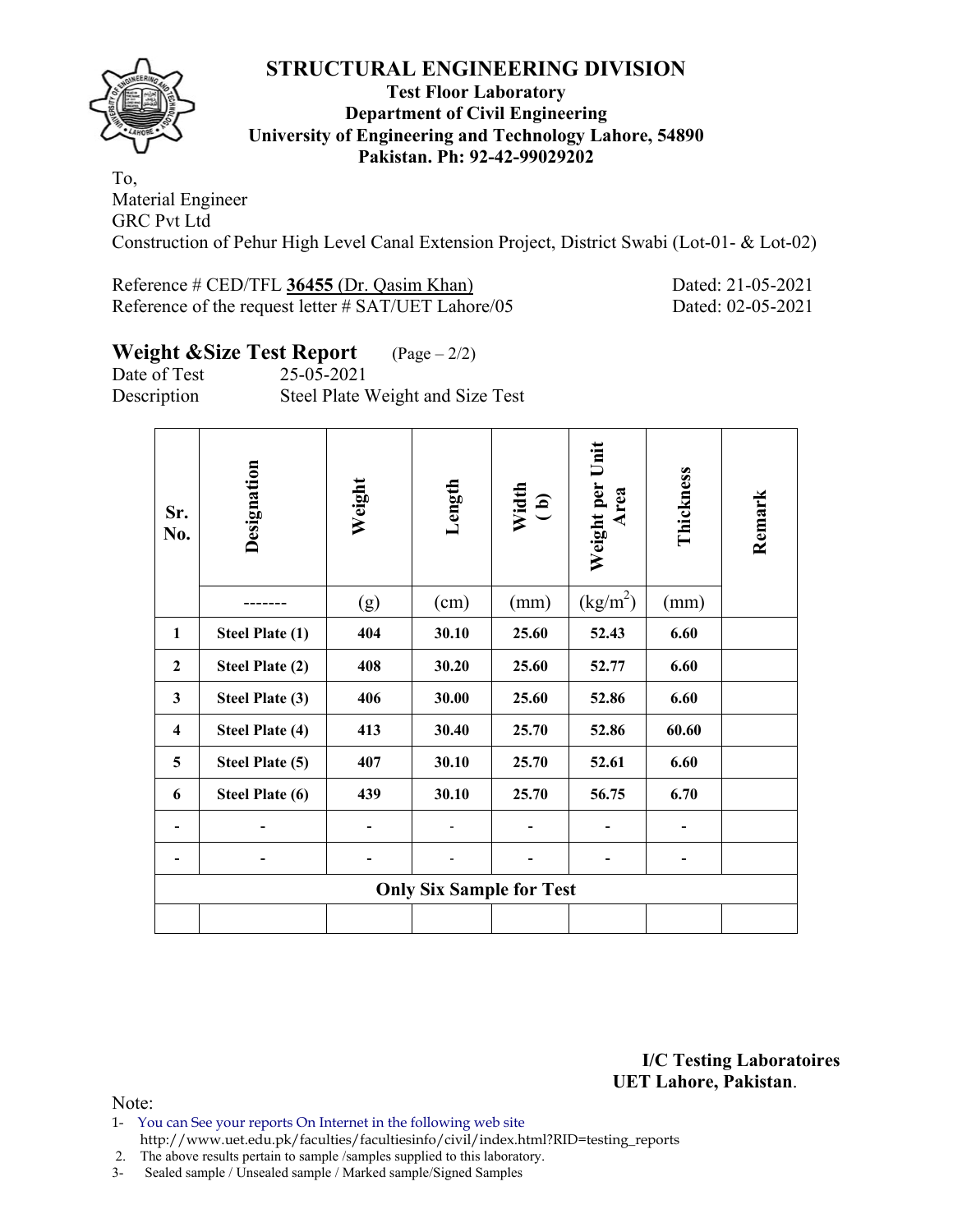# STRUCTURAL ENGINEERING DIVISION

**Test Floor Laboratory**
**Department of Civil Engineering**
**University of Engineering and Technology Lahore, 54890**
**Pakistan. Ph: 92-42-99029202**

To,
Material Engineer
GRC Pvt Ltd
Construction of Pehur High Level Canal Extension Project, District Swabi (Lot-01- & Lot-02)

Reference # CED/TFL **36455** (Dr. Qasim Khan) Dated: 21-05-2021
Reference of the request letter # SAT/UET Lahore/05 Dated: 02-05-2021

## Weight &Size Test Report (Page – 2/2)

Date of Test 25-05-2021
Description Steel Plate Weight and Size Test

| Sr. No. | Designation | Weight | Length | Width ( b) | Weight per Unit Area | Thickness | Remark |
|---|---|---|---|---|---|---|---|
| | ------- | (g) | (cm) | (mm) | ($kg/m^2$) | (mm) | |
| **1** | **Steel Plate (1)** | **404** | **30.10** | **25.60** | **52.43** | **6.60** | |
| **2** | **Steel Plate (2)** | **408** | **30.20** | **25.60** | **52.77** | **6.60** | |
| **3** | **Steel Plate (3)** | **406** | **30.00** | **25.60** | **52.86** | **6.60** | |
| **4** | **Steel Plate (4)** | **413** | **30.40** | **25.70** | **52.86** | **60.60** | |
| **5** | **Steel Plate (5)** | **407** | **30.10** | **25.70** | **52.61** | **6.60** | |
| **6** | **Steel Plate (6)** | **439** | **30.10** | **25.70** | **56.75** | **6.70** | |
| - | - | - | - | - | - | - | |
| - | - | - | - | - | - | - | |
| **Only Six Sample for Test** | | | | | | | |
| | | | | | | | |

**I/C Testing Laboratoires**
**UET Lahore, Pakistan**.

Note:
1- You can See your reports On Internet in the following web site
http://www.uet.edu.pk/faculties/facultiesinfo/civil/index.html?RID=testing_reports
2. The above results pertain to sample /samples supplied to this laboratory.
3- Sealed sample / Unsealed sample / Marked sample/Signed Samples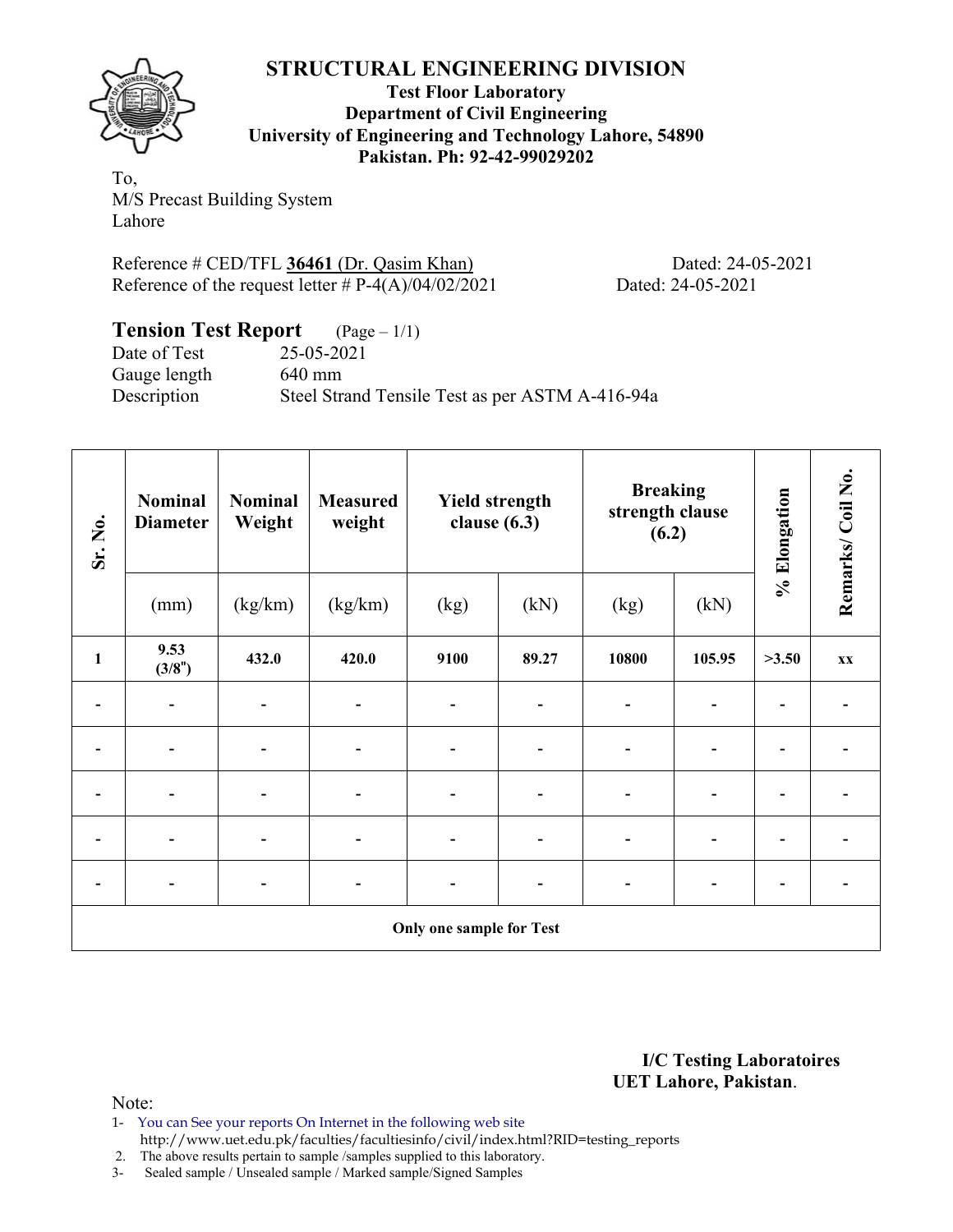# STRUCTURAL ENGINEERING DIVISION

**Test Floor Laboratory**
**Department of Civil Engineering**
**University of Engineering and Technology Lahore, 54890**
**Pakistan. Ph: 92-42-99029202**

To,
M/S Precast Building System
Lahore

Reference # CED/TFL **36461** (Dr. Qasim Khan) Dated: 24-05-2021
Reference of the request letter # P-4(A)/04/02/2021 Dated: 24-05-2021

## Tension Test Report (Page – 1/1)

Date of Test 25-05-2021
Gauge length 640 mm
Description Steel Strand Tensile Test as per ASTM A-416-94a

| Sr. No. | Nominal Diameter | Nominal Weight | Measured weight | Yield strength clause (6.3) | | Breaking strength clause (6.2) | | % Elongation | Remarks/ Coil No. |
|---|---|---|---|---|---|---|---|---|---|
| | (mm) | (kg/km) | (kg/km) | (kg) | (kN) | (kg) | (kN) | | |
| **1** | **9.53 (3/8")** | **432.0** | **420.0** | **9100** | **89.27** | **10800** | **105.95** | **>3.50** | **xx** |
| - | - | - | - | - | - | - | - | - | - |
| - | - | - | - | - | - | - | - | - | - |
| - | - | - | - | - | - | - | - | - | - |
| - | - | - | - | - | - | - | - | - | - |
| - | - | - | - | - | - | - | - | - | - |
| **Only one sample for Test** | | | | | | | | | |

**I/C Testing Laboratoires**
**UET Lahore, Pakistan**.

Note:
1- You can See your reports On Internet in the following web site
http://www.uet.edu.pk/faculties/facultiesinfo/civil/index.html?RID=testing_reports
2. The above results pertain to sample /samples supplied to this laboratory.
3- Sealed sample / Unsealed sample / Marked sample/Signed Samples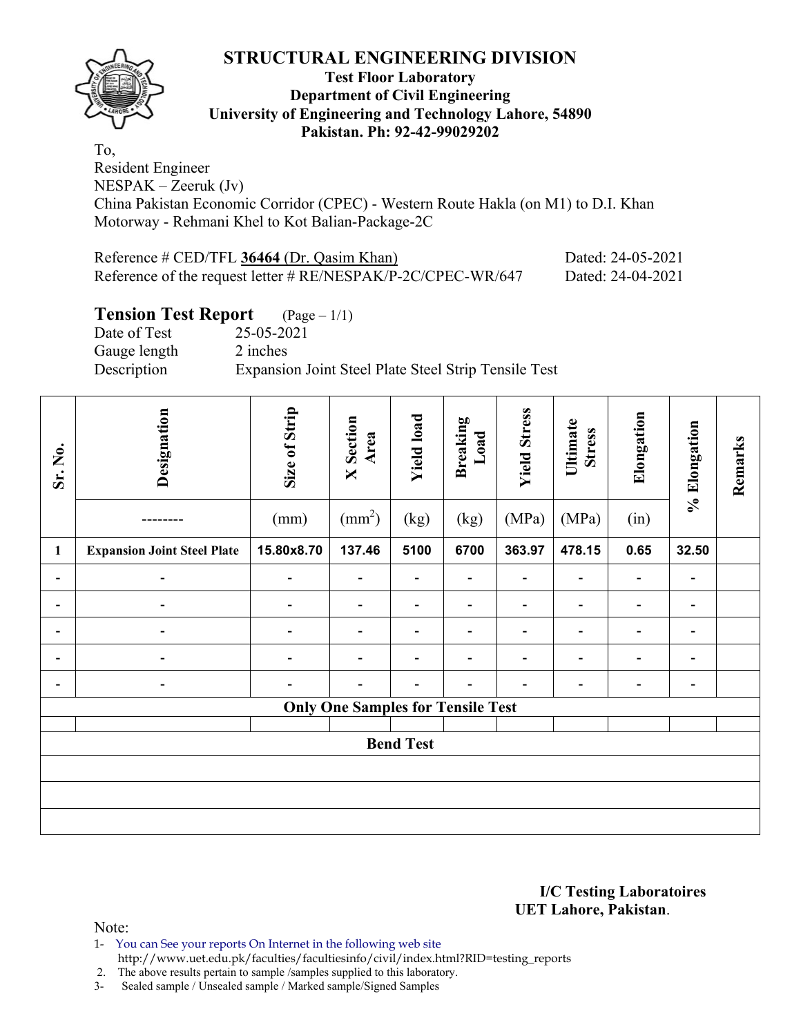# STRUCTURAL ENGINEERING DIVISION

**Test Floor Laboratory**
**Department of Civil Engineering**
**University of Engineering and Technology Lahore, 54890**
**Pakistan. Ph: 92-42-99029202**

To,
Resident Engineer
NESPAK – Zeeruk (Jv)
China Pakistan Economic Corridor (CPEC) - Western Route Hakla (on M1) to D.I. Khan Motorway - Rehmani Khel to Kot Balian-Package-2C

Reference # CED/TFL **36464** (Dr. Qasim Khan) Dated: 24-05-2021
Reference of the request letter # RE/NESPAK/P-2C/CPEC-WR/647 Dated: 24-04-2021

## Tension Test Report (Page – 1/1)

Date of Test 25-05-2021
Gauge length 2 inches
Description Expansion Joint Steel Plate Steel Strip Tensile Test

| Sr. No. | Designation | Size of Strip | X Section Area | Yield load | Breaking Load | Yield Stress | Ultimate Stress | Elongation | % Elongation | Remarks |
|---|---|---|---|---|---|---|---|---|---|---|
| | -------- | (mm) | ($mm^2$) | (kg) | (kg) | (MPa) | (MPa) | (in) | | |
| **1** | **Expansion Joint Steel Plate** | **15.80x8.70** | **137.46** | **5100** | **6700** | **363.97** | **478.15** | **0.65** | **32.50** | |
| - | - | - | - | - | - | - | - | - | - | |
| - | - | - | - | - | - | - | - | - | - | |
| - | - | - | - | - | - | - | - | - | - | |
| - | - | - | - | - | - | - | - | - | - | |
| - | - | - | - | - | - | - | - | - | - | |
| **Only One Samples for Tensile Test** | | | | | | | | | | |
| | | | | | | | | | | |
| **Bend Test** | | | | | | | | | | |
| | | | | | | | | | | |
| | | | | | | | | | | |
| | | | | | | | | | | |

**I/C Testing Laboratoires**
**UET Lahore, Pakistan**.

Note:
1- You can See your reports On Internet in the following web site http://www.uet.edu.pk/faculties/facultiesinfo/civil/index.html?RID=testing_reports
2. The above results pertain to sample /samples supplied to this laboratory.
3- Sealed sample / Unsealed sample / Marked sample/Signed Samples